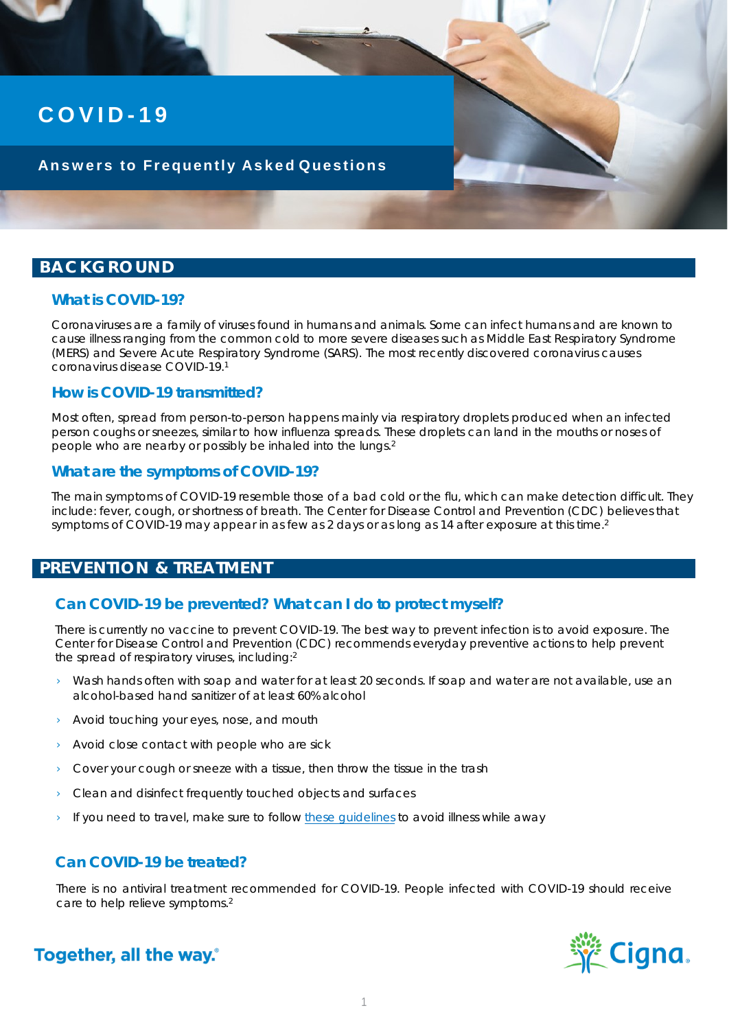# COVID-19

## Answers to Frequently Asked Questions

## BACKGROUND

### What is COVID-19?

Coronaviruses are a family of viruses found in humans and animals. Some can infect humans and are known to cause illness ranging from the common cold to more severe diseases such as Middle East Respiratory Syndrome (MERS) and Severe Acute Respiratory Syndrome (SARS). The most recently discovered coronavirus causes coronavirus disease COVID-19.[1]

### How is COVID-19 transmitted?

Most often, spread from person-to-person happens mainly via respiratory droplets produced when an infected person coughs or sneezes, similar to how influenza spreads. These droplets can land in the mouths or noses of people who are nearby or possibly be inhaled into the lungs.[2]

### What are the symptoms of COVID-19?

The main symptoms of COVID-19 resemble those of a bad cold or the flu, which can make detection difficult. They include: fever, cough, or shortness of breath. The Center for Disease Control and Prevention (CDC) believes that symptoms of COVID-19 may appear in as few as 2 days or as long as 14 after exposure at this time.[2]

## PREVENTION & TREATMENT

### Can COVID-19 be prevented? What can I do to protect myself?

There is currently no vaccine to prevent COVID-19. The best way to prevent infection is to avoid exposure. The Center for Disease Control and Prevention (CDC) recommends everyday preventive actions to help prevent the spread of respiratory viruses, including:[2]

- Wash hands often with soap and water for at least 20 seconds. If soap and water are not available, use an alcohol-based hand sanitizer of at least 60% alcohol
- Avoid touching your eyes, nose, and mouth
- Avoid close contact with people who are sick
- Cover your cough or sneeze with a tissue, then throw the tissue in the trash
- Clean and disinfect frequently touched objects and surfaces
- If you need to travel, make sure to follow these guidelines to avoid illness while away

### Can COVID-19 be treated?

There is no antiviral treatment recommended for COVID-19. People infected with COVID-19 should receive care to help relieve symptoms.[2]

Together, all the way.®

Cigna.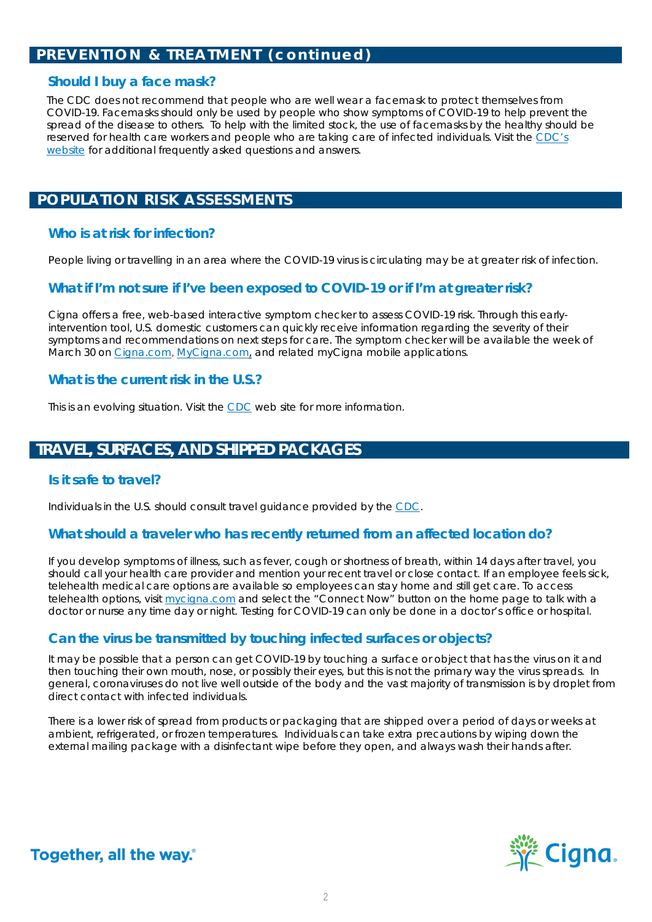## PREVENTION & TREATMENT (continued)

### Should I buy a face mask?

The CDC does not recommend that people who are well wear a facemask to protect themselves from COVID-19. Facemasks should only be used by people who show symptoms of COVID-19 to help prevent the spread of the disease to others. To help with the limited stock, the use of facemasks by the healthy should be reserved for health care workers and people who are taking care of infected individuals. Visit the CDC's website for additional frequently asked questions and answers.

## POPULATION RISK ASSESSMENTS

### Who is at risk for infection?

People living or travelling in an area where the COVID-19 virus is circulating may be at greater risk of infection.

### What if I'm not sure if I've been exposed to COVID-19 or if I'm at greater risk?

Cigna offers a free, web-based interactive symptom checker to assess COVID-19 risk. Through this early-intervention tool, U.S. domestic customers can quickly receive information regarding the severity of their symptoms and recommendations on next steps for care. The symptom checker will be available the week of March 30 on Cigna.com, MyCigna.com, and related myCigna mobile applications.

### What is the current risk in the U.S.?

This is an evolving situation. Visit the CDC web site for more information.

## TRAVEL, SURFACES, AND SHIPPED PACKAGES

### Is it safe to travel?

Individuals in the U.S. should consult travel guidance provided by the CDC.

### What should a traveler who has recently returned from an affected location do?

If you develop symptoms of illness, such as fever, cough or shortness of breath, within 14 days after travel, you should call your health care provider and mention your recent travel or close contact. If an employee feels sick, telehealth medical care options are available so employees can stay home and still get care. To access telehealth options, visit mycigna.com and select the "Connect Now" button on the home page to talk with a doctor or nurse any time day or night. Testing for COVID-19 can only be done in a doctor's office or hospital.

### Can the virus be transmitted by touching infected surfaces or objects?

It may be possible that a person can get COVID-19 by touching a surface or object that has the virus on it and then touching their own mouth, nose, or possibly their eyes, but this is not the primary way the virus spreads. In general, coronaviruses do not live well outside of the body and the vast majority of transmission is by droplet from direct contact with infected individuals.

There is a lower risk of spread from products or packaging that are shipped over a period of days or weeks at ambient, refrigerated, or frozen temperatures. Individuals can take extra precautions by wiping down the external mailing package with a disinfectant wipe before they open, and always wash their hands after.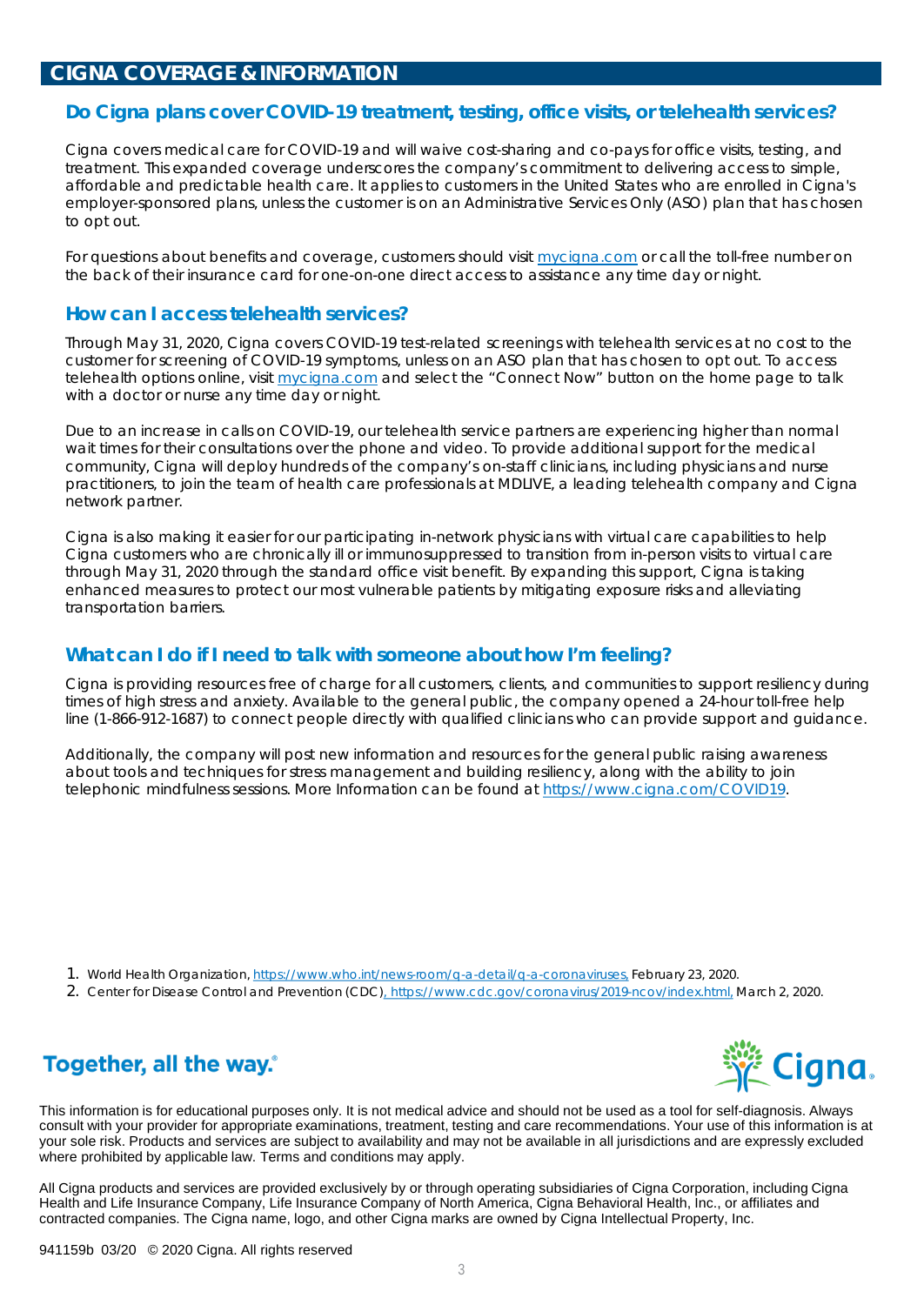## CIGNA COVERAGE & INFORMATION

### Do Cigna plans cover COVID-19 treatment, testing, office visits, or telehealth services?

Cigna covers medical care for COVID-19 and will waive cost-sharing and co-pays for office visits, testing, and treatment. This expanded coverage underscores the company's commitment to delivering access to simple, affordable and predictable health care. It applies to customers in the United States who are enrolled in Cigna's employer-sponsored plans, unless the customer is on an Administrative Services Only (ASO) plan that has chosen to opt out.

For questions about benefits and coverage, customers should visit mycigna.com or call the toll-free number on the back of their insurance card for one-on-one direct access to assistance any time day or night.

### How can I access telehealth services?

Through May 31, 2020, Cigna covers COVID-19 test-related screenings with telehealth services at no cost to the customer for screening of COVID-19 symptoms, unless on an ASO plan that has chosen to opt out. To access telehealth options online, visit mycigna.com and select the "Connect Now" button on the home page to talk with a doctor or nurse any time day or night.

Due to an increase in calls on COVID-19, our telehealth service partners are experiencing higher than normal wait times for their consultations over the phone and video. To provide additional support for the medical community, Cigna will deploy hundreds of the company's on-staff clinicians, including physicians and nurse practitioners, to join the team of health care professionals at MDLIVE, a leading telehealth company and Cigna network partner.

Cigna is also making it easier for our participating in-network physicians with virtual care capabilities to help Cigna customers who are chronically ill or immunosuppressed to transition from in-person visits to virtual care through May 31, 2020 through the standard office visit benefit. By expanding this support, Cigna is taking enhanced measures to protect our most vulnerable patients by mitigating exposure risks and alleviating transportation barriers.

### What can I do if I need to talk with someone about how I'm feeling?

Cigna is providing resources free of charge for all customers, clients, and communities to support resiliency during times of high stress and anxiety. Available to the general public, the company opened a 24-hour toll-free help line (1-866-912-1687) to connect people directly with qualified clinicians who can provide support and guidance.

Additionally, the company will post new information and resources for the general public raising awareness about tools and techniques for stress management and building resiliency, along with the ability to join telephonic mindfulness sessions. More Information can be found at https://www.cigna.com/COVID19.

1. World Health Organization, https://www.who.int/news-room/q-a-detail/q-a-coronaviruses, February 23, 2020.
2. Center for Disease Control and Prevention (CDC), https://www.cdc.gov/coronavirus/2019-ncov/index.html, March 2, 2020.

**Together, all the way.**®

Cigna.

This information is for educational purposes only. It is not medical advice and should not be used as a tool for self-diagnosis. Always consult with your provider for appropriate examinations, treatment, testing and care recommendations. Your use of this information is at your sole risk. Products and services are subject to availability and may not be available in all jurisdictions and are expressly excluded where prohibited by applicable law. Terms and conditions may apply.

All Cigna products and services are provided exclusively by or through operating subsidiaries of Cigna Corporation, including Cigna Health and Life Insurance Company, Life Insurance Company of North America, Cigna Behavioral Health, Inc., or affiliates and contracted companies. The Cigna name, logo, and other Cigna marks are owned by Cigna Intellectual Property, Inc.

941159b 03/20 © 2020 Cigna. All rights reserved